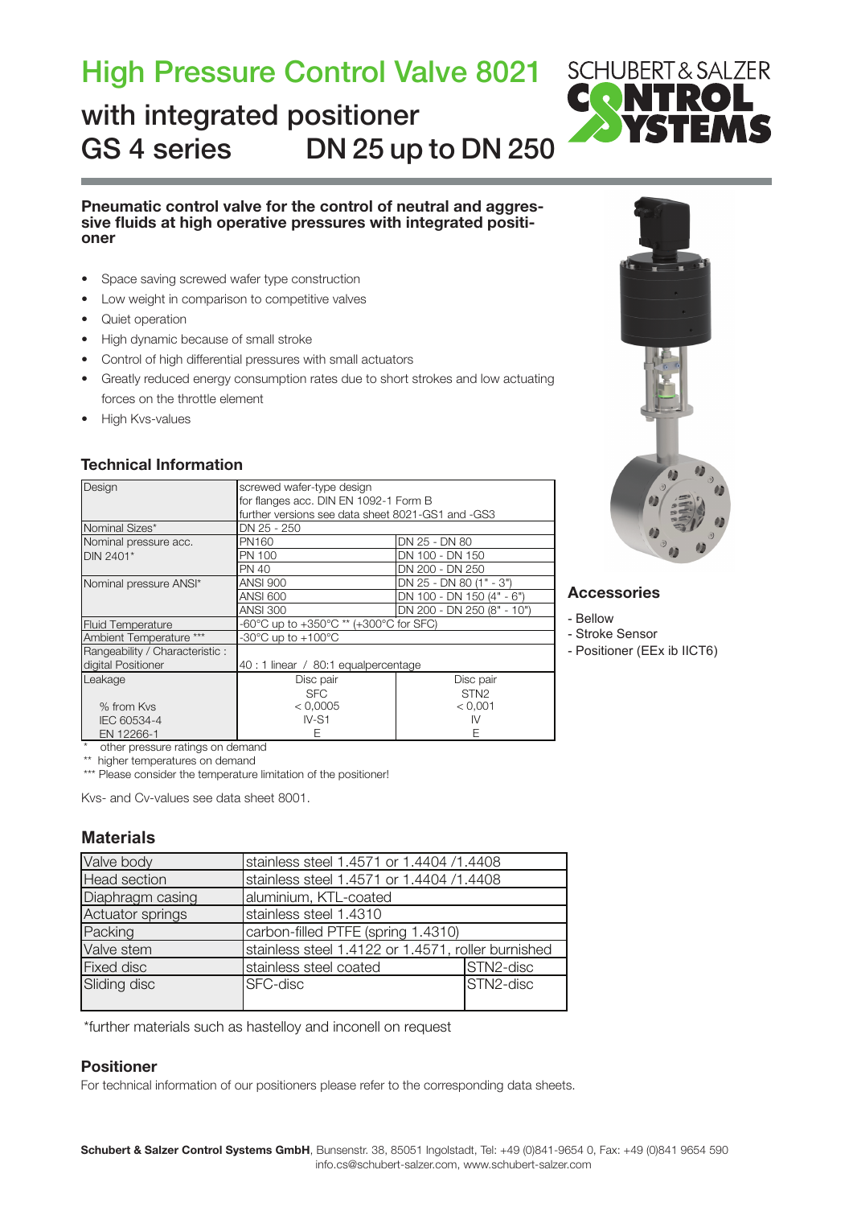# High Pressure Control Valve 8021

## with integrated positioner
## GS 4 series DN 25 up to DN 250

**Pneumatic control valve for the control of neutral and aggressive fluids at high operative pressures with integrated positioner**

- Space saving screwed wafer type construction
- Low weight in comparison to competitive valves
- Quiet operation
- High dynamic because of small stroke
- Control of high differential pressures with small actuators
- Greatly reduced energy consumption rates due to short strokes and low actuating forces on the throttle element
- High Kvs-values

### Technical Information

| Design | screwed wafer-type design<br>for flanges acc. DIN EN 1092-1 Form B<br>further versions see data sheet 8021-GS1 and -GS3 | |
|---|---|---|
| Nominal Sizes* | DN 25 - 250 | |
| Nominal pressure acc. DIN 2401* | PN160 | DN 25 - DN 80 |
| | PN 100 | DN 100 - DN 150 |
| | PN 40 | DN 200 - DN 250 |
| Nominal pressure ANSI* | ANSI 900 | DN 25 - DN 80 (1" - 3") |
| | ANSI 600 | DN 100 - DN 150 (4" - 6") |
| | ANSI 300 | DN 200 - DN 250 (8" - 10") |
| Fluid Temperature | -60°C up to +350°C ** (+300°C for SFC) | |
| Ambient Temperature *** | -30°C up to +100°C | |
| Rangeability / Characteristic : digital Positioner | 40 : 1 linear / 80:1 equalpercentage | |
| Leakage | Disc pair<br>SFC | Disc pair<br>STN2 |
| % from Kvs | < 0,0005 | < 0,001 |
| IEC 60534-4 | IV-S1 | IV |
| EN 12266-1 | E | E |

\* other pressure ratings on demand
** higher temperatures on demand
*** Please consider the temperature limitation of the positioner!

Kvs- and Cv-values see data sheet 8001.

### Accessories

- Bellow
- Stroke Sensor
- Positioner (EEx ib IICT6)

### Materials

| Valve body | stainless steel 1.4571 or 1.4404 /1.4408 | |
|---|---|---|
| Head section | stainless steel 1.4571 or 1.4404 /1.4408 | |
| Diaphragm casing | aluminium, KTL-coated | |
| Actuator springs | stainless steel 1.4310 | |
| Packing | carbon-filled PTFE (spring 1.4310) | |
| Valve stem | stainless steel 1.4122 or 1.4571, roller burnished | |
| Fixed disc | stainless steel coated | STN2-disc |
| Sliding disc | SFC-disc | STN2-disc |

*further materials such as hastelloy and inconell on request

### Positioner

For technical information of our positioners please refer to the corresponding data sheets.

**Schubert & Salzer Control Systems GmbH**, Bunsenstr. 38, 85051 Ingolstadt, Tel: +49 (0)841-9654 0, Fax: +49 (0)841 9654 590
info.cs@schubert-salzer.com, www.schubert-salzer.com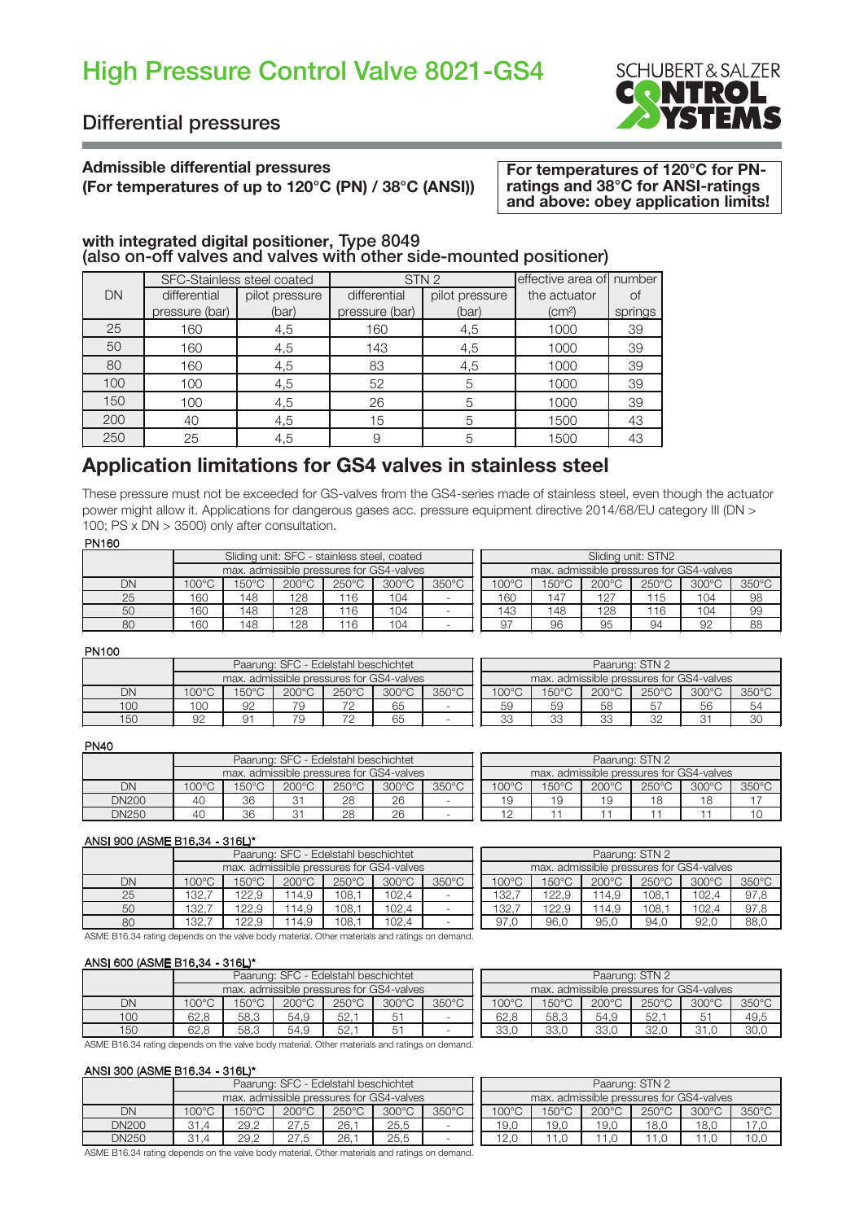# High Pressure Control Valve 8021-GS4

## Differential pressures

**Admissible differential pressures**
**(For temperatures of up to 120°C (PN) / 38°C (ANSI))**

**For temperatures of 120°C for PN-ratings and 38°C for ANSI-ratings and above: obey application limits!**

**with integrated digital positioner, Type 8049**
**(also on-off valves and valves with other side-mounted positioner)**

| DN | SFC-Stainless steel coated | | STN 2 | | effective area of | number |
|---|---|---|---|---|---|---|
| | differential pressure (bar) | pilot pressure (bar) | differential pressure (bar) | pilot pressure (bar) | the actuator (cm²) | of springs |
| 25 | 160 | 4,5 | 160 | 4,5 | 1000 | 39 |
| 50 | 160 | 4,5 | 143 | 4,5 | 1000 | 39 |
| 80 | 160 | 4,5 | 83 | 4,5 | 1000 | 39 |
| 100 | 100 | 4,5 | 52 | 5 | 1000 | 39 |
| 150 | 100 | 4,5 | 26 | 5 | 1000 | 39 |
| 200 | 40 | 4,5 | 15 | 5 | 1500 | 43 |
| 250 | 25 | 4,5 | 9 | 5 | 1500 | 43 |

## Application limitations for GS4 valves in stainless steel

These pressure must not be exceeded for GS-valves from the GS4-series made of stainless steel, even though the actuator power might allow it. Applications for dangerous gases acc. pressure equipment directive 2014/68/EU category III (DN > 100; PS x DN > 3500) only after consultation.

**PN160**

| | Sliding unit: SFC - stainless steel, coated | | | | | | Sliding unit: STN2 | | | | | |
|---|---|---|---|---|---|---|---|---|---|---|---|---|
| | max. admissible pressures for GS4-valves | | | | | | max. admissible pressures for GS4-valves | | | | | |
| DN | 100°C | 150°C | 200°C | 250°C | 300°C | 350°C | 100°C | 150°C | 200°C | 250°C | 300°C | 350°C |
| 25 | 160 | 148 | 128 | 116 | 104 | - | 160 | 147 | 127 | 115 | 104 | 98 |
| 50 | 160 | 148 | 128 | 116 | 104 | - | 143 | 148 | 128 | 116 | 104 | 99 |
| 80 | 160 | 148 | 128 | 116 | 104 | - | 97 | 96 | 95 | 94 | 92 | 88 |

**PN100**

| | Paarung: SFC - Edelstahl beschichtet | | | | | | Paarung: STN 2 | | | | | |
|---|---|---|---|---|---|---|---|---|---|---|---|---|
| | max. admissible pressures for GS4-valves | | | | | | max. admissible pressures for GS4-valves | | | | | |
| DN | 100°C | 150°C | 200°C | 250°C | 300°C | 350°C | 100°C | 150°C | 200°C | 250°C | 300°C | 350°C |
| 100 | 100 | 92 | 79 | 72 | 65 | - | 59 | 59 | 58 | 57 | 56 | 54 |
| 150 | 92 | 91 | 79 | 72 | 65 | - | 33 | 33 | 33 | 32 | 31 | 30 |

**PN40**

| | Paarung: SFC - Edelstahl beschichtet | | | | | | Paarung: STN 2 | | | | | |
|---|---|---|---|---|---|---|---|---|---|---|---|---|
| | max. admissible pressures for GS4-valves | | | | | | max. admissible pressures for GS4-valves | | | | | |
| DN | 100°C | 150°C | 200°C | 250°C | 300°C | 350°C | 100°C | 150°C | 200°C | 250°C | 300°C | 350°C |
| DN200 | 40 | 36 | 31 | 28 | 26 | - | 19 | 19 | 19 | 18 | 18 | 17 |
| DN250 | 40 | 36 | 31 | 28 | 26 | - | 12 | 11 | 11 | 11 | 11 | 10 |

**ANSI 900 (ASME B16.34 - 316L)***

| | Paarung: SFC - Edelstahl beschichtet | | | | | | Paarung: STN 2 | | | | | |
|---|---|---|---|---|---|---|---|---|---|---|---|---|
| | max. admissible pressures for GS4-valves | | | | | | max. admissible pressures for GS4-valves | | | | | |
| DN | 100°C | 150°C | 200°C | 250°C | 300°C | 350°C | 100°C | 150°C | 200°C | 250°C | 300°C | 350°C |
| 25 | 132,7 | 122,9 | 114,9 | 108,1 | 102,4 | - | 132,7 | 122,9 | 114,9 | 108,1 | 102,4 | 97,8 |
| 50 | 132,7 | 122,9 | 114,9 | 108,1 | 102,4 | - | 132,7 | 122,9 | 114,9 | 108,1 | 102,4 | 97,8 |
| 80 | 132,7 | 122,9 | 114,9 | 108,1 | 102,4 | - | 97,0 | 96,0 | 95,0 | 94,0 | 92,0 | 88,0 |

ASME B16.34 rating depends on the valve body material. Other materials and ratings on demand.

**ANSI 600 (ASME B16.34 - 316L)***

| | Paarung: SFC - Edelstahl beschichtet | | | | | | Paarung: STN 2 | | | | | |
|---|---|---|---|---|---|---|---|---|---|---|---|---|
| | max. admissible pressures for GS4-valves | | | | | | max. admissible pressures for GS4-valves | | | | | |
| DN | 100°C | 150°C | 200°C | 250°C | 300°C | 350°C | 100°C | 150°C | 200°C | 250°C | 300°C | 350°C |
| 100 | 62,8 | 58,3 | 54,9 | 52,1 | 51 | - | 62,8 | 58,3 | 54,9 | 52,1 | 51 | 49,5 |
| 150 | 62,8 | 58,3 | 54,9 | 52,1 | 51 | - | 33,0 | 33,0 | 33,0 | 32,0 | 31,0 | 30,0 |

ASME B16.34 rating depends on the valve body material. Other materials and ratings on demand.

**ANSI 300 (ASME B16.34 - 316L)***

| | Paarung: SFC - Edelstahl beschichtet | | | | | | Paarung: STN 2 | | | | | |
|---|---|---|---|---|---|---|---|---|---|---|---|---|
| | max. admissible pressures for GS4-valves | | | | | | max. admissible pressures for GS4-valves | | | | | |
| DN | 100°C | 150°C | 200°C | 250°C | 300°C | 350°C | 100°C | 150°C | 200°C | 250°C | 300°C | 350°C |
| DN200 | 31,4 | 29,2 | 27,5 | 26,1 | 25,5 | - | 19,0 | 19,0 | 19,0 | 18,0 | 18,0 | 17,0 |
| DN250 | 31,4 | 29,2 | 27,5 | 26,1 | 25,5 | - | 12,0 | 11,0 | 11,0 | 11,0 | 11,0 | 10,0 |

ASME B16.34 rating depends on the valve body material. Other materials and ratings on demand.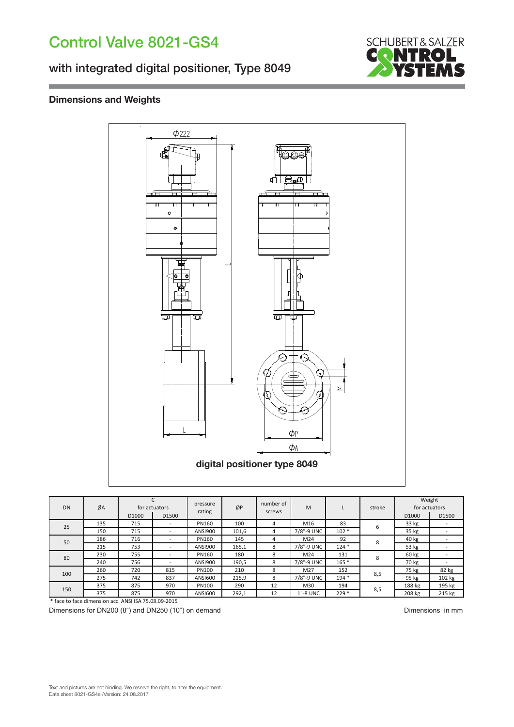# Control Valve 8021-GS4

## with integrated digital positioner, Type 8049

### Dimensions and Weights

Φ222

C

M

L

ΦP

ΦA

**digital positioner type 8049**

| DN | ØA | C for actuators | | pressure rating | ØP | number of screws | M | L | stroke | Weight for actuators | |
|---|---|---|---|---|---|---|---|---|---|---|---|
| | | D1000 | D1500 | | | | | | | D1000 | D1500 |
| 25 | 135 | 715 | - | PN160 | 100 | 4 | M16 | 83 | 6 | 33 kg | - |
| | 150 | 715 | - | ANSI900 | 101,6 | 4 | 7/8"-9 UNC | 102 * | | 35 kg | - |
| 50 | 186 | 716 | - | PN160 | 145 | 4 | M24 | 92 | 8 | 40 kg | - |
| | 215 | 753 | - | ANSI900 | 165,1 | 8 | 7/8"-9 UNC | 124 * | | 53 kg | - |
| 80 | 230 | 755 | - | PN160 | 180 | 8 | M24 | 131 | 8 | 60 kg | - |
| | 240 | 756 | - | ANSI900 | 190,5 | 8 | 7/8"-9 UNC | 165 * | | 70 kg | - |
| 100 | 260 | 720 | 815 | PN100 | 210 | 8 | M27 | 152 | 8,5 | 75 kg | 82 kg |
| | 275 | 742 | 837 | ANSI600 | 215,9 | 8 | 7/8"-9 UNC | 194 * | | 95 kg | 102 kg |
| 150 | 375 | 875 | 970 | PN100 | 290 | 12 | M30 | 194 | 8,5 | 188 kg | 195 kg |
| | 375 | 875 | 970 | ANSI600 | 292,1 | 12 | 1"-8 UNC | 229 * | | 208 kg | 215 kg |

* face to face dimension acc. ANSI ISA 75.08.09-2015

Dimensions for DN200 (8") and DN250 (10") on demand

Dimensions in mm

Text and pictures are not binding. We reserve the right, to alter the equipment.
Data sheet 8021-GS4e /Version: 24.08.2017